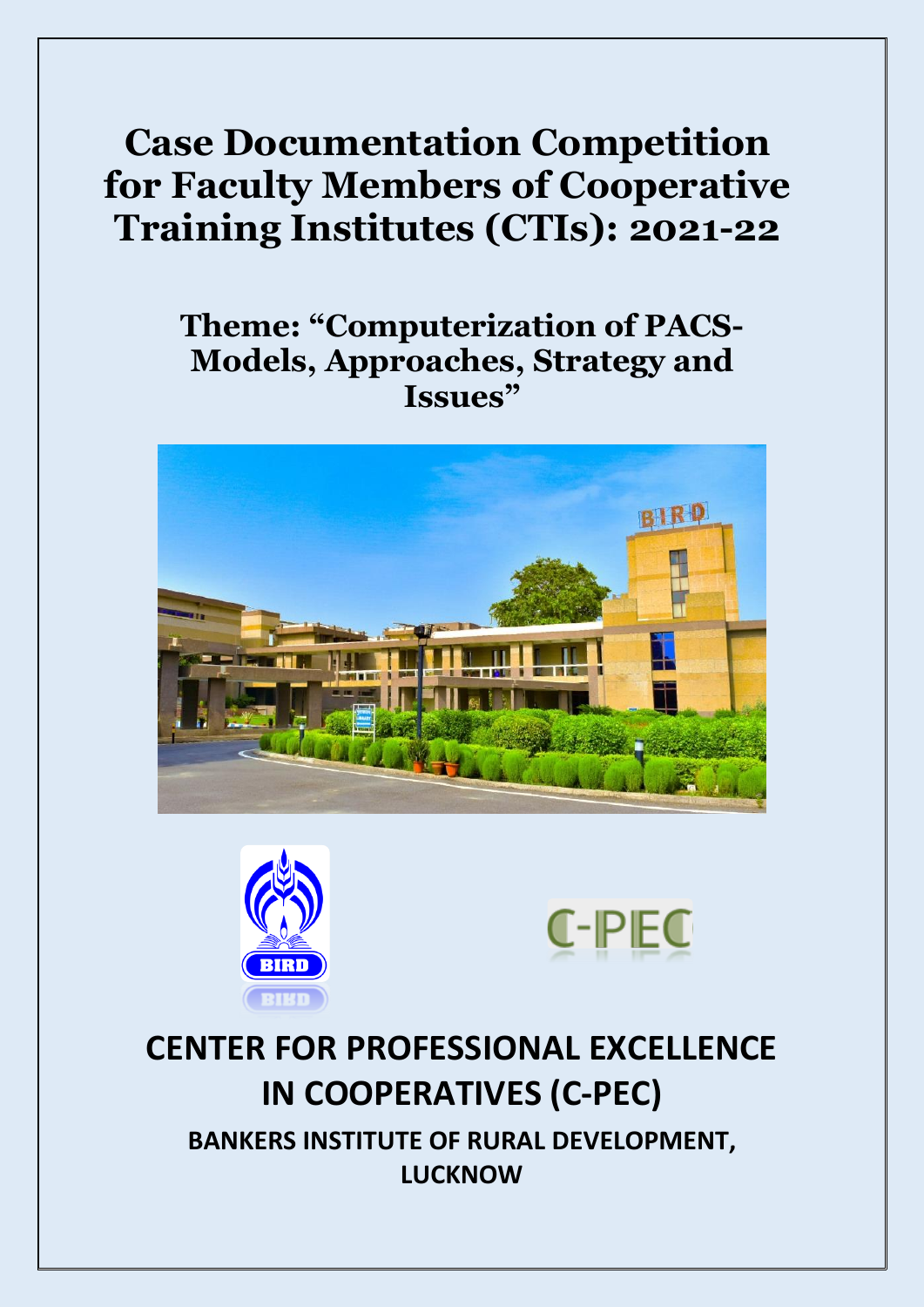# Case Documentation Competition for Faculty Members of Cooperative Training Institutes (CTIs): 2021-22

## Theme: "Computerization of PACS-Models, Approaches, Strategy and Issues"

# CENTER FOR PROFESSIONAL EXCELLENCE IN COOPERATIVES (C-PEC)

### BANKERS INSTITUTE OF RURAL DEVELOPMENT, LUCKNOW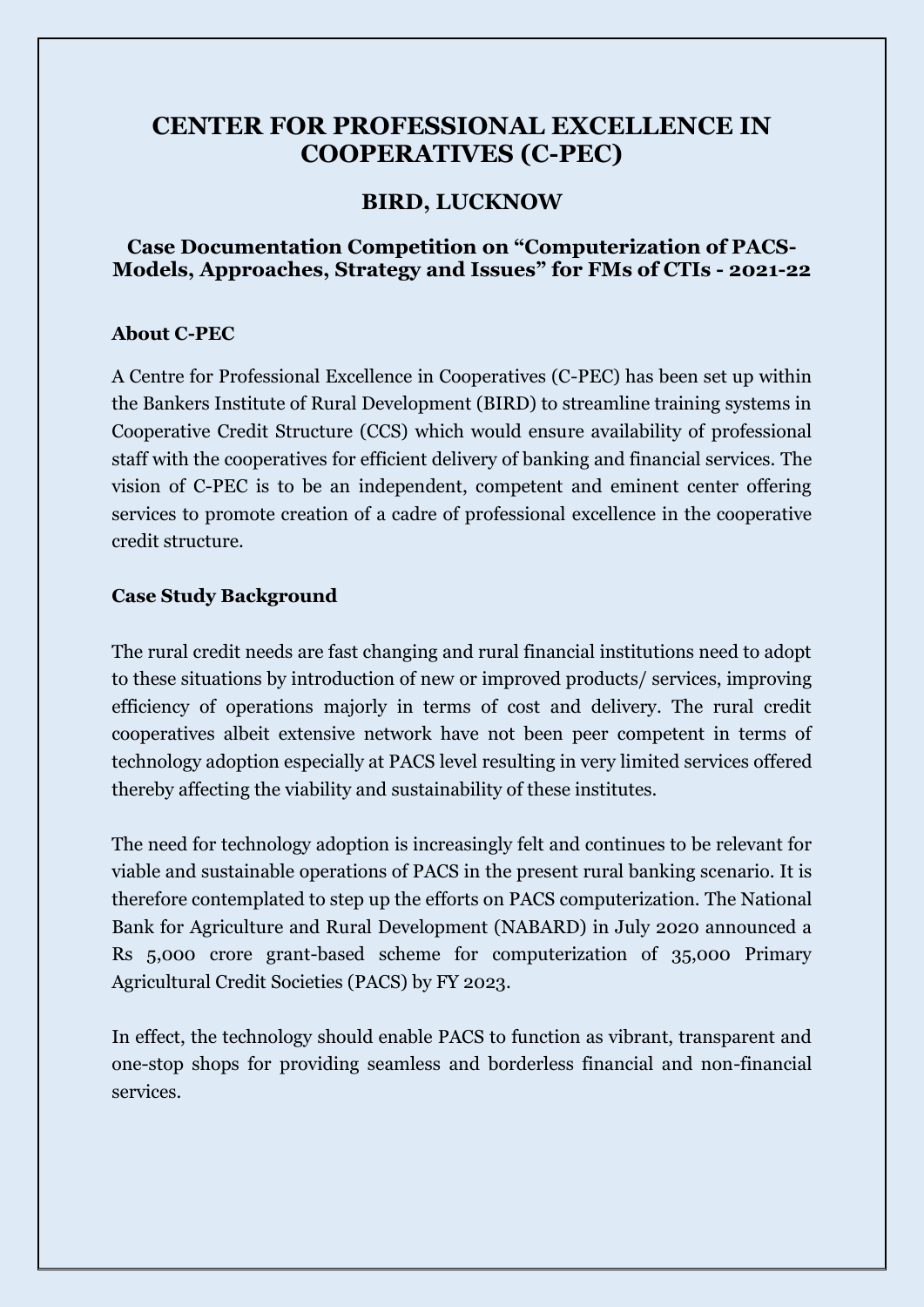# CENTER FOR PROFESSIONAL EXCELLENCE IN COOPERATIVES (C-PEC)

## BIRD, LUCKNOW

### Case Documentation Competition on "Computerization of PACS-Models, Approaches, Strategy and Issues" for FMs of CTIs - 2021-22

**About C-PEC**

A Centre for Professional Excellence in Cooperatives (C-PEC) has been set up within the Bankers Institute of Rural Development (BIRD) to streamline training systems in Cooperative Credit Structure (CCS) which would ensure availability of professional staff with the cooperatives for efficient delivery of banking and financial services. The vision of C-PEC is to be an independent, competent and eminent center offering services to promote creation of a cadre of professional excellence in the cooperative credit structure.

**Case Study Background**

The rural credit needs are fast changing and rural financial institutions need to adopt to these situations by introduction of new or improved products/ services, improving efficiency of operations majorly in terms of cost and delivery. The rural credit cooperatives albeit extensive network have not been peer competent in terms of technology adoption especially at PACS level resulting in very limited services offered thereby affecting the viability and sustainability of these institutes.

The need for technology adoption is increasingly felt and continues to be relevant for viable and sustainable operations of PACS in the present rural banking scenario. It is therefore contemplated to step up the efforts on PACS computerization. The National Bank for Agriculture and Rural Development (NABARD) in July 2020 announced a Rs 5,000 crore grant-based scheme for computerization of 35,000 Primary Agricultural Credit Societies (PACS) by FY 2023.

In effect, the technology should enable PACS to function as vibrant, transparent and one-stop shops for providing seamless and borderless financial and non-financial services.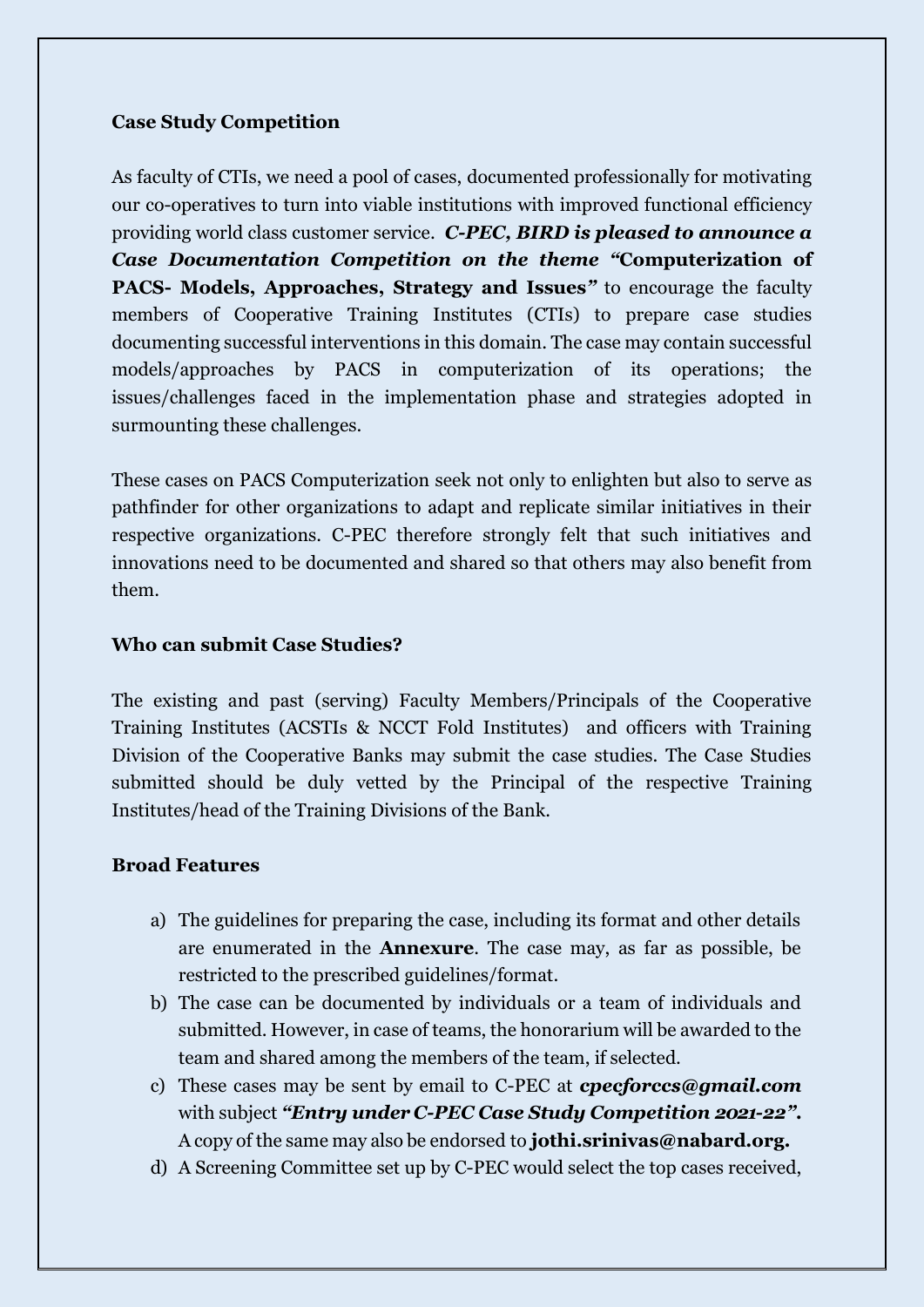**Case Study Competition**

As faculty of CTIs, we need a pool of cases, documented professionally for motivating our co-operatives to turn into viable institutions with improved functional efficiency providing world class customer service. ***C-PEC, BIRD is pleased to announce a Case Documentation Competition on the theme "*Computerization of PACS- Models, Approaches, Strategy and Issues*"*** to encourage the faculty members of Cooperative Training Institutes (CTIs) to prepare case studies documenting successful interventions in this domain. The case may contain successful models/approaches by PACS in computerization of its operations; the issues/challenges faced in the implementation phase and strategies adopted in surmounting these challenges.

These cases on PACS Computerization seek not only to enlighten but also to serve as pathfinder for other organizations to adapt and replicate similar initiatives in their respective organizations. C-PEC therefore strongly felt that such initiatives and innovations need to be documented and shared so that others may also benefit from them.

**Who can submit Case Studies?**

The existing and past (serving) Faculty Members/Principals of the Cooperative Training Institutes (ACSTIs & NCCT Fold Institutes) and officers with Training Division of the Cooperative Banks may submit the case studies. The Case Studies submitted should be duly vetted by the Principal of the respective Training Institutes/head of the Training Divisions of the Bank.

**Broad Features**

a) The guidelines for preparing the case, including its format and other details are enumerated in the **Annexure**. The case may, as far as possible, be restricted to the prescribed guidelines/format.
b) The case can be documented by individuals or a team of individuals and submitted. However, in case of teams, the honorarium will be awarded to the team and shared among the members of the team, if selected.
c) These cases may be sent by email to C-PEC at ***cpecforccs@gmail.com*** with subject ***"Entry under C-PEC Case Study Competition 2021-22".*** A copy of the same may also be endorsed to **jothi.srinivas@nabard.org.**
d) A Screening Committee set up by C-PEC would select the top cases received,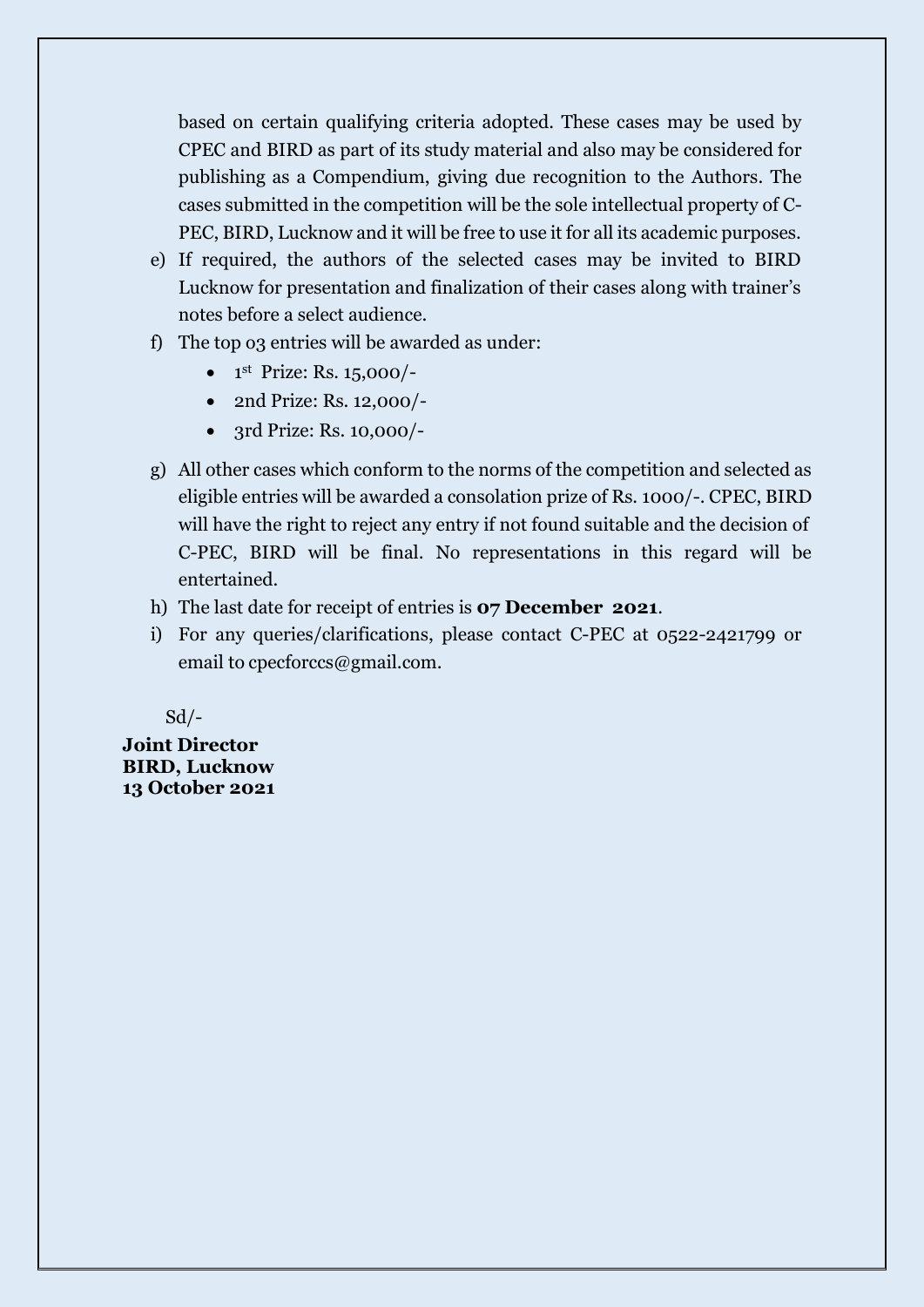based on certain qualifying criteria adopted. These cases may be used by CPEC and BIRD as part of its study material and also may be considered for publishing as a Compendium, giving due recognition to the Authors. The cases submitted in the competition will be the sole intellectual property of C-PEC, BIRD, Lucknow and it will be free to use it for all its academic purposes.

e) If required, the authors of the selected cases may be invited to BIRD Lucknow for presentation and finalization of their cases along with trainer's notes before a select audience.

f) The top 03 entries will be awarded as under:
   - 1st Prize: Rs. 15,000/-
   - 2nd Prize: Rs. 12,000/-
   - 3rd Prize: Rs. 10,000/-

g) All other cases which conform to the norms of the competition and selected as eligible entries will be awarded a consolation prize of Rs. 1000/-. CPEC, BIRD will have the right to reject any entry if not found suitable and the decision of C-PEC, BIRD will be final. No representations in this regard will be entertained.

h) The last date for receipt of entries is **07 December 2021**.

i) For any queries/clarifications, please contact C-PEC at 0522-2421799 or email to cpecforccs@gmail.com.

Sd/-

**Joint Director**
**BIRD, Lucknow**
**13 October 2021**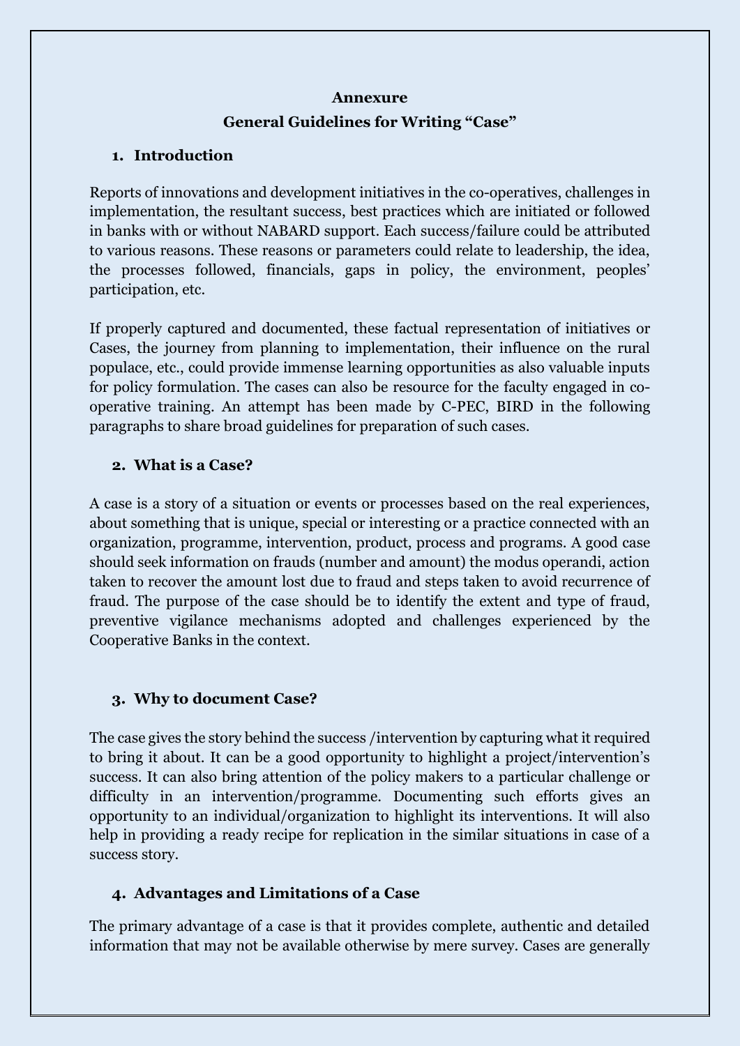## Annexure

## General Guidelines for Writing "Case"

### 1. Introduction

Reports of innovations and development initiatives in the co-operatives, challenges in implementation, the resultant success, best practices which are initiated or followed in banks with or without NABARD support. Each success/failure could be attributed to various reasons. These reasons or parameters could relate to leadership, the idea, the processes followed, financials, gaps in policy, the environment, peoples' participation, etc.

If properly captured and documented, these factual representation of initiatives or Cases, the journey from planning to implementation, their influence on the rural populace, etc., could provide immense learning opportunities as also valuable inputs for policy formulation. The cases can also be resource for the faculty engaged in co-operative training. An attempt has been made by C-PEC, BIRD in the following paragraphs to share broad guidelines for preparation of such cases.

### 2. What is a Case?

A case is a story of a situation or events or processes based on the real experiences, about something that is unique, special or interesting or a practice connected with an organization, programme, intervention, product, process and programs. A good case should seek information on frauds (number and amount) the modus operandi, action taken to recover the amount lost due to fraud and steps taken to avoid recurrence of fraud. The purpose of the case should be to identify the extent and type of fraud, preventive vigilance mechanisms adopted and challenges experienced by the Cooperative Banks in the context.

### 3. Why to document Case?

The case gives the story behind the success /intervention by capturing what it required to bring it about. It can be a good opportunity to highlight a project/intervention's success. It can also bring attention of the policy makers to a particular challenge or difficulty in an intervention/programme. Documenting such efforts gives an opportunity to an individual/organization to highlight its interventions. It will also help in providing a ready recipe for replication in the similar situations in case of a success story.

### 4. Advantages and Limitations of a Case

The primary advantage of a case is that it provides complete, authentic and detailed information that may not be available otherwise by mere survey. Cases are generally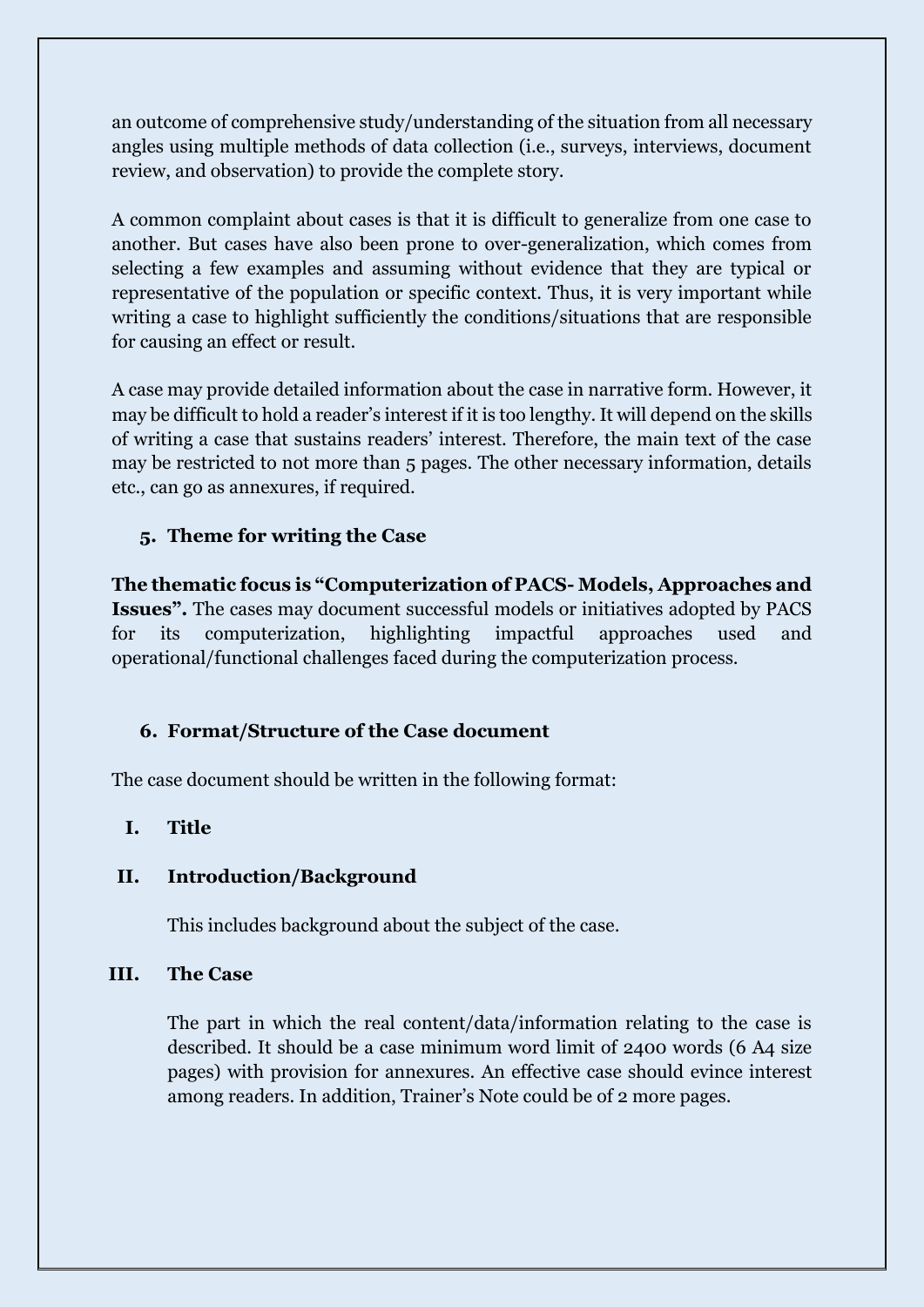an outcome of comprehensive study/understanding of the situation from all necessary angles using multiple methods of data collection (i.e., surveys, interviews, document review, and observation) to provide the complete story.

A common complaint about cases is that it is difficult to generalize from one case to another. But cases have also been prone to over-generalization, which comes from selecting a few examples and assuming without evidence that they are typical or representative of the population or specific context. Thus, it is very important while writing a case to highlight sufficiently the conditions/situations that are responsible for causing an effect or result.

A case may provide detailed information about the case in narrative form. However, it may be difficult to hold a reader's interest if it is too lengthy. It will depend on the skills of writing a case that sustains readers' interest. Therefore, the main text of the case may be restricted to not more than 5 pages. The other necessary information, details etc., can go as annexures, if required.

## 5. Theme for writing the Case

**The thematic focus is "Computerization of PACS- Models, Approaches and Issues".** The cases may document successful models or initiatives adopted by PACS for its computerization, highlighting impactful approaches used and operational/functional challenges faced during the computerization process.

## 6. Format/Structure of the Case document

The case document should be written in the following format:

### I. Title

### II. Introduction/Background

This includes background about the subject of the case.

### III. The Case

The part in which the real content/data/information relating to the case is described. It should be a case minimum word limit of 2400 words (6 A4 size pages) with provision for annexures. An effective case should evince interest among readers. In addition, Trainer's Note could be of 2 more pages.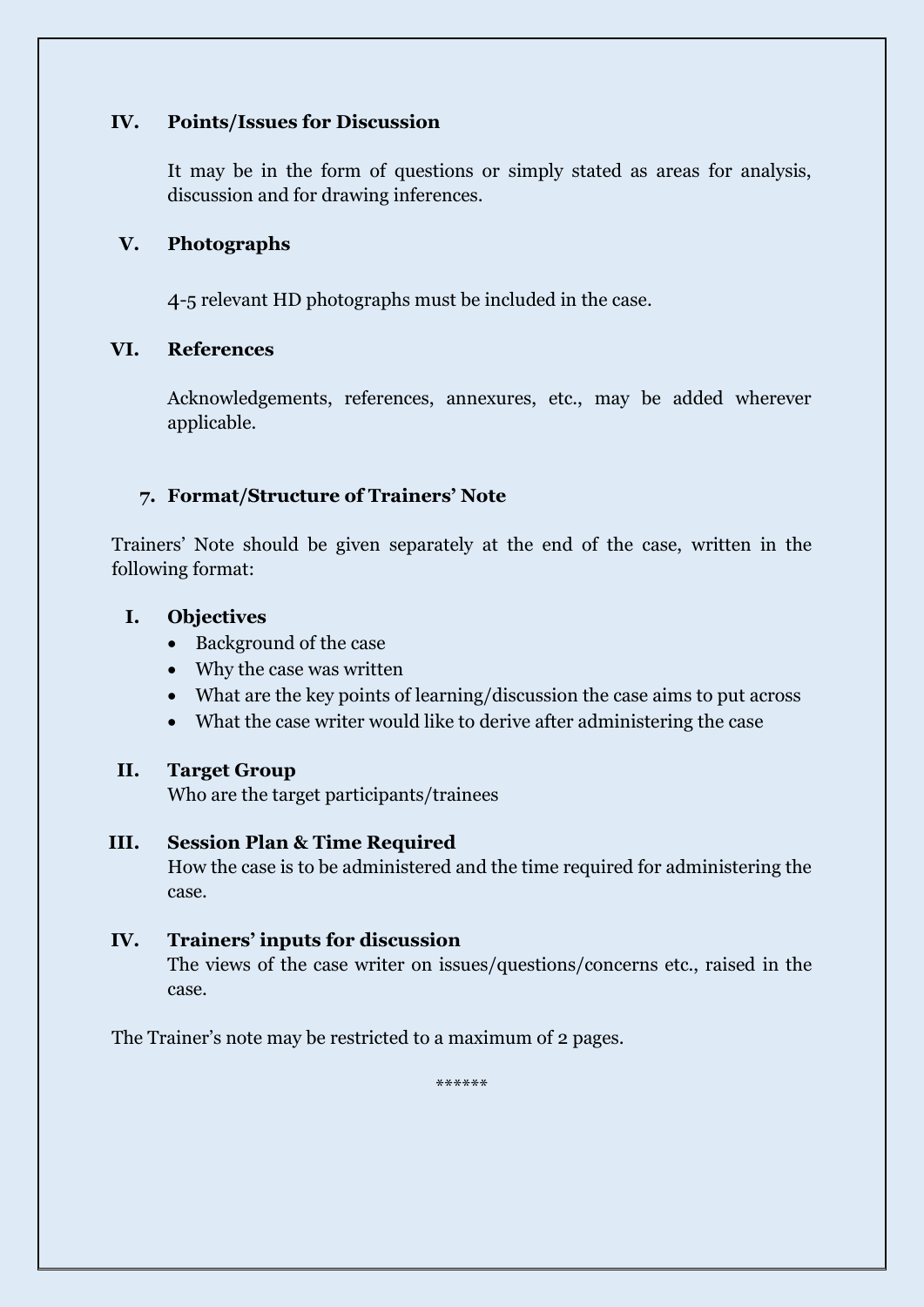### IV. Points/Issues for Discussion

It may be in the form of questions or simply stated as areas for analysis, discussion and for drawing inferences.

### V. Photographs

4-5 relevant HD photographs must be included in the case.

### VI. References

Acknowledgements, references, annexures, etc., may be added wherever applicable.

## 7. Format/Structure of Trainers' Note

Trainers' Note should be given separately at the end of the case, written in the following format:

### I. Objectives

- Background of the case
- Why the case was written
- What are the key points of learning/discussion the case aims to put across
- What the case writer would like to derive after administering the case

### II. Target Group

Who are the target participants/trainees

### III. Session Plan & Time Required

How the case is to be administered and the time required for administering the case.

### IV. Trainers' inputs for discussion

The views of the case writer on issues/questions/concerns etc., raised in the case.

The Trainer's note may be restricted to a maximum of 2 pages.

******